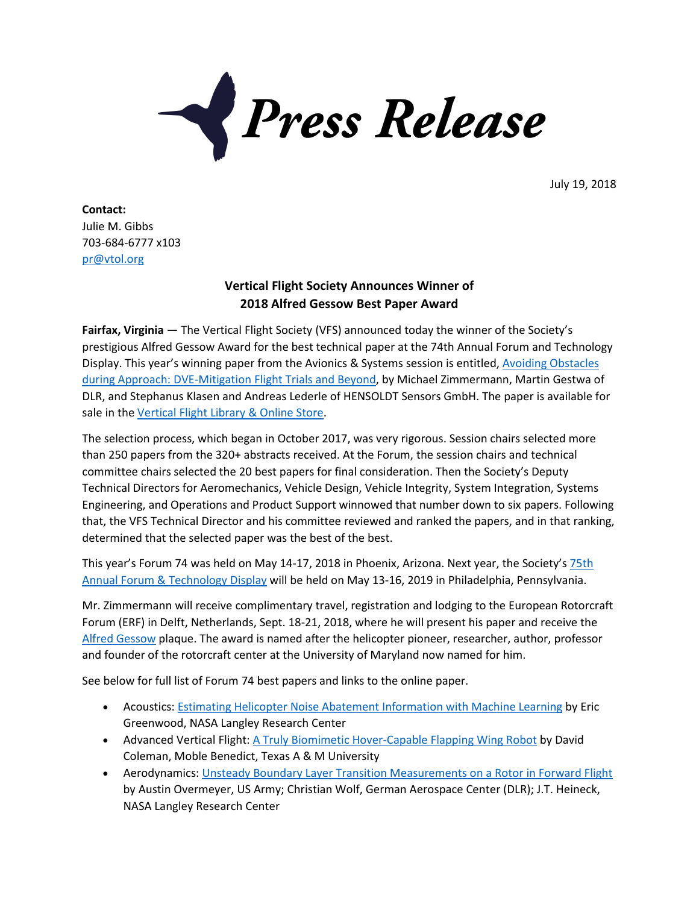# Press Release

July 19, 2018

**Contact:**
Julie M. Gibbs
703-684-6777 x103
pr@vtol.org

## Vertical Flight Society Announces Winner of 2018 Alfred Gessow Best Paper Award

**Fairfax, Virginia** — The Vertical Flight Society (VFS) announced today the winner of the Society's prestigious Alfred Gessow Award for the best technical paper at the 74th Annual Forum and Technology Display. This year's winning paper from the Avionics & Systems session is entitled, Avoiding Obstacles during Approach: DVE-Mitigation Flight Trials and Beyond, by Michael Zimmermann, Martin Gestwa of DLR, and Stephanus Klasen and Andreas Lederle of HENSOLDT Sensors GmbH. The paper is available for sale in the Vertical Flight Library & Online Store.

The selection process, which began in October 2017, was very rigorous. Session chairs selected more than 250 papers from the 320+ abstracts received. At the Forum, the session chairs and technical committee chairs selected the 20 best papers for final consideration. Then the Society's Deputy Technical Directors for Aeromechanics, Vehicle Design, Vehicle Integrity, System Integration, Systems Engineering, and Operations and Product Support winnowed that number down to six papers. Following that, the VFS Technical Director and his committee reviewed and ranked the papers, and in that ranking, determined that the selected paper was the best of the best.

This year's Forum 74 was held on May 14-17, 2018 in Phoenix, Arizona. Next year, the Society's 75th Annual Forum & Technology Display will be held on May 13-16, 2019 in Philadelphia, Pennsylvania.

Mr. Zimmermann will receive complimentary travel, registration and lodging to the European Rotorcraft Forum (ERF) in Delft, Netherlands, Sept. 18-21, 2018, where he will present his paper and receive the Alfred Gessow plaque. The award is named after the helicopter pioneer, researcher, author, professor and founder of the rotorcraft center at the University of Maryland now named for him.

See below for full list of Forum 74 best papers and links to the online paper.

- Acoustics: Estimating Helicopter Noise Abatement Information with Machine Learning by Eric Greenwood, NASA Langley Research Center
- Advanced Vertical Flight: A Truly Biomimetic Hover-Capable Flapping Wing Robot by David Coleman, Moble Benedict, Texas A & M University
- Aerodynamics: Unsteady Boundary Layer Transition Measurements on a Rotor in Forward Flight by Austin Overmeyer, US Army; Christian Wolf, German Aerospace Center (DLR); J.T. Heineck, NASA Langley Research Center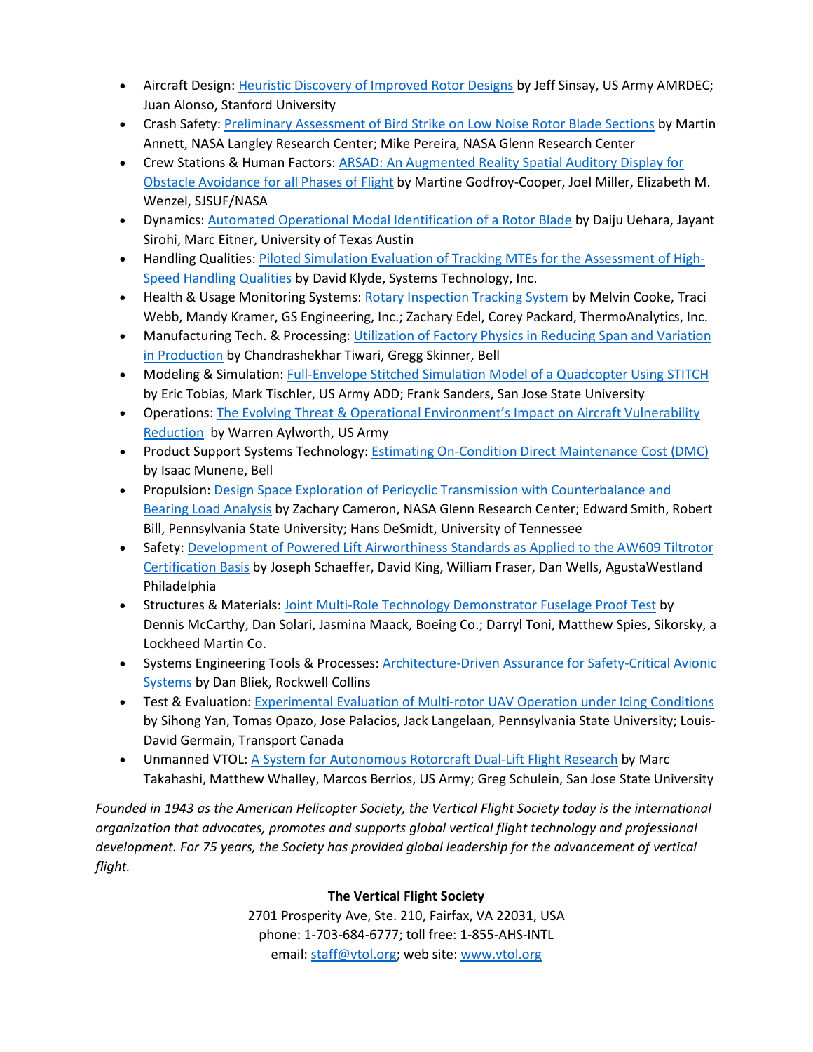- Aircraft Design: Heuristic Discovery of Improved Rotor Designs by Jeff Sinsay, US Army AMRDEC; Juan Alonso, Stanford University
- Crash Safety: Preliminary Assessment of Bird Strike on Low Noise Rotor Blade Sections by Martin Annett, NASA Langley Research Center; Mike Pereira, NASA Glenn Research Center
- Crew Stations & Human Factors: ARSAD: An Augmented Reality Spatial Auditory Display for Obstacle Avoidance for all Phases of Flight by Martine Godfroy-Cooper, Joel Miller, Elizabeth M. Wenzel, SJSUF/NASA
- Dynamics: Automated Operational Modal Identification of a Rotor Blade by Daiju Uehara, Jayant Sirohi, Marc Eitner, University of Texas Austin
- Handling Qualities: Piloted Simulation Evaluation of Tracking MTEs for the Assessment of High-Speed Handling Qualities by David Klyde, Systems Technology, Inc.
- Health & Usage Monitoring Systems: Rotary Inspection Tracking System by Melvin Cooke, Traci Webb, Mandy Kramer, GS Engineering, Inc.; Zachary Edel, Corey Packard, ThermoAnalytics, Inc.
- Manufacturing Tech. & Processing: Utilization of Factory Physics in Reducing Span and Variation in Production by Chandrashekhar Tiwari, Gregg Skinner, Bell
- Modeling & Simulation: Full-Envelope Stitched Simulation Model of a Quadcopter Using STITCH by Eric Tobias, Mark Tischler, US Army ADD; Frank Sanders, San Jose State University
- Operations: The Evolving Threat & Operational Environment's Impact on Aircraft Vulnerability Reduction by Warren Aylworth, US Army
- Product Support Systems Technology: Estimating On-Condition Direct Maintenance Cost (DMC) by Isaac Munene, Bell
- Propulsion: Design Space Exploration of Pericyclic Transmission with Counterbalance and Bearing Load Analysis by Zachary Cameron, NASA Glenn Research Center; Edward Smith, Robert Bill, Pennsylvania State University; Hans DeSmidt, University of Tennessee
- Safety: Development of Powered Lift Airworthiness Standards as Applied to the AW609 Tiltrotor Certification Basis by Joseph Schaeffer, David King, William Fraser, Dan Wells, AgustaWestland Philadelphia
- Structures & Materials: Joint Multi-Role Technology Demonstrator Fuselage Proof Test by Dennis McCarthy, Dan Solari, Jasmina Maack, Boeing Co.; Darryl Toni, Matthew Spies, Sikorsky, a Lockheed Martin Co.
- Systems Engineering Tools & Processes: Architecture-Driven Assurance for Safety-Critical Avionic Systems by Dan Bliek, Rockwell Collins
- Test & Evaluation: Experimental Evaluation of Multi-rotor UAV Operation under Icing Conditions by Sihong Yan, Tomas Opazo, Jose Palacios, Jack Langelaan, Pennsylvania State University; Louis-David Germain, Transport Canada
- Unmanned VTOL: A System for Autonomous Rotorcraft Dual-Lift Flight Research by Marc Takahashi, Matthew Whalley, Marcos Berrios, US Army; Greg Schulein, San Jose State University

*Founded in 1943 as the American Helicopter Society, the Vertical Flight Society today is the international organization that advocates, promotes and supports global vertical flight technology and professional development. For 75 years, the Society has provided global leadership for the advancement of vertical flight.*

**The Vertical Flight Society**
2701 Prosperity Ave, Ste. 210, Fairfax, VA 22031, USA
phone: 1-703-684-6777; toll free: 1-855-AHS-INTL
email: staff@vtol.org; web site: www.vtol.org